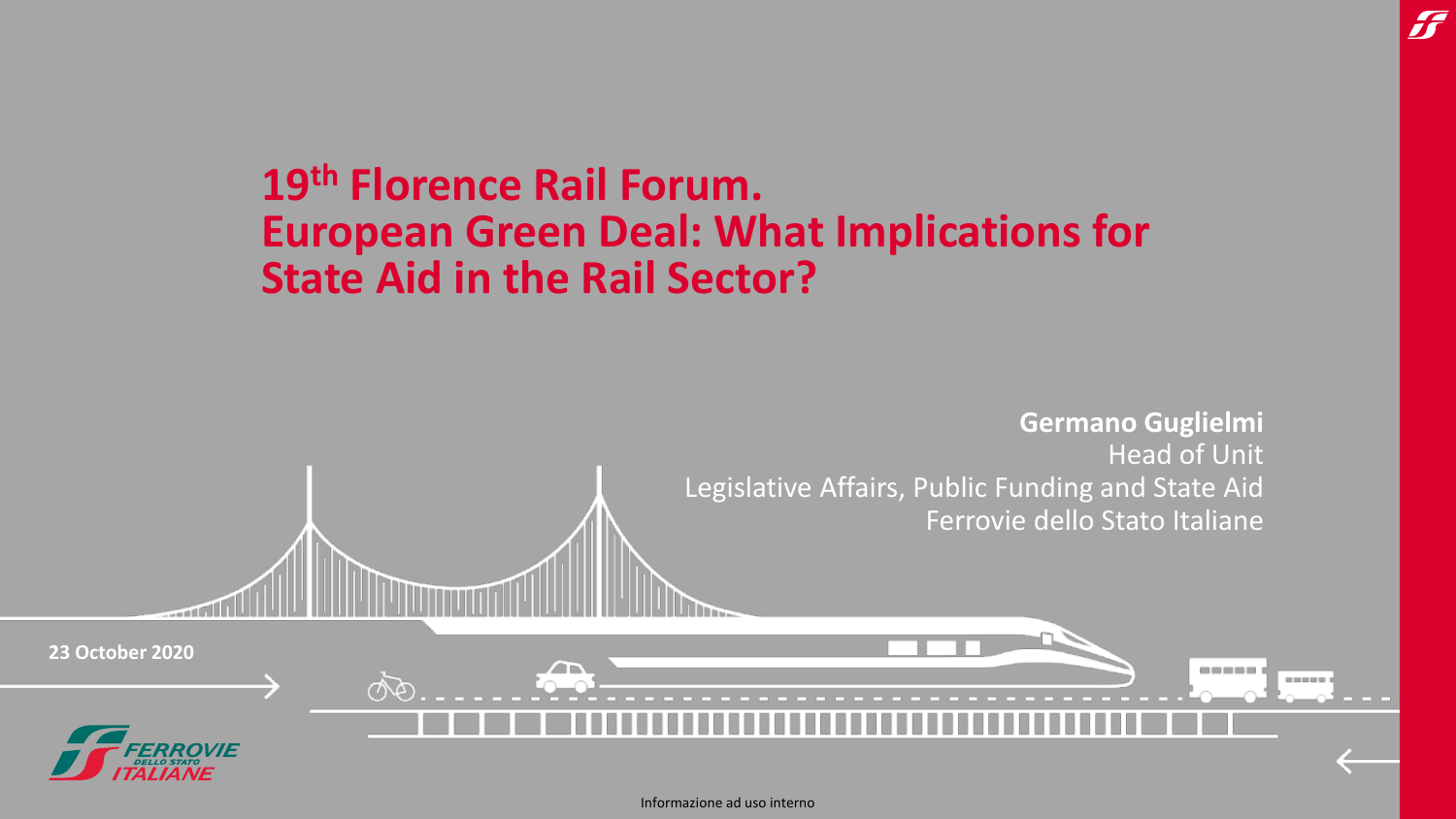# 19th Florence Rail Forum. European Green Deal: What Implications for State Aid in the Rail Sector?

**Germano Guglielmi**
Head of Unit
Legislative Affairs, Public Funding and State Aid
Ferrovie dello Stato Italiane

**23 October 2020**

Informazione ad uso interno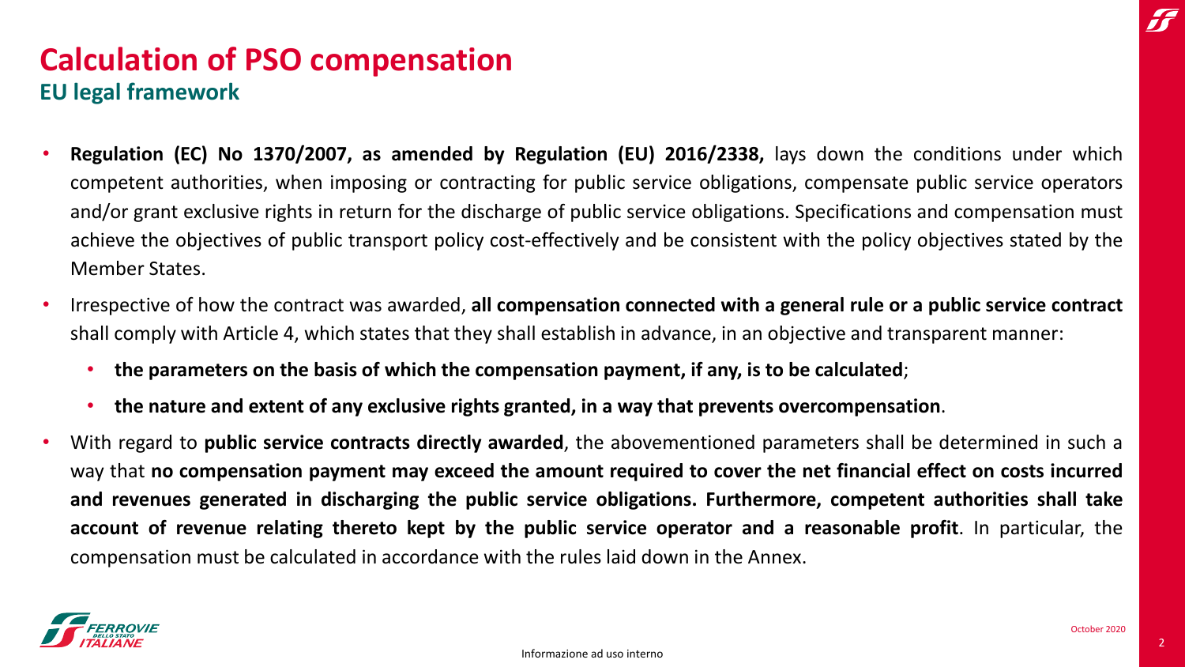# Calculation of PSO compensation

## EU legal framework

- **Regulation (EC) No 1370/2007, as amended by Regulation (EU) 2016/2338,** lays down the conditions under which competent authorities, when imposing or contracting for public service obligations, compensate public service operators and/or grant exclusive rights in return for the discharge of public service obligations. Specifications and compensation must achieve the objectives of public transport policy cost-effectively and be consistent with the policy objectives stated by the Member States.
- Irrespective of how the contract was awarded, **all compensation connected with a general rule or a public service contract** shall comply with Article 4, which states that they shall establish in advance, in an objective and transparent manner:
  - **the parameters on the basis of which the compensation payment, if any, is to be calculated**;
  - **the nature and extent of any exclusive rights granted, in a way that prevents overcompensation**.
- With regard to **public service contracts directly awarded**, the abovementioned parameters shall be determined in such a way that **no compensation payment may exceed the amount required to cover the net financial effect on costs incurred and revenues generated in discharging the public service obligations. Furthermore, competent authorities shall take account of revenue relating thereto kept by the public service operator and a reasonable profit**. In particular, the compensation must be calculated in accordance with the rules laid down in the Annex.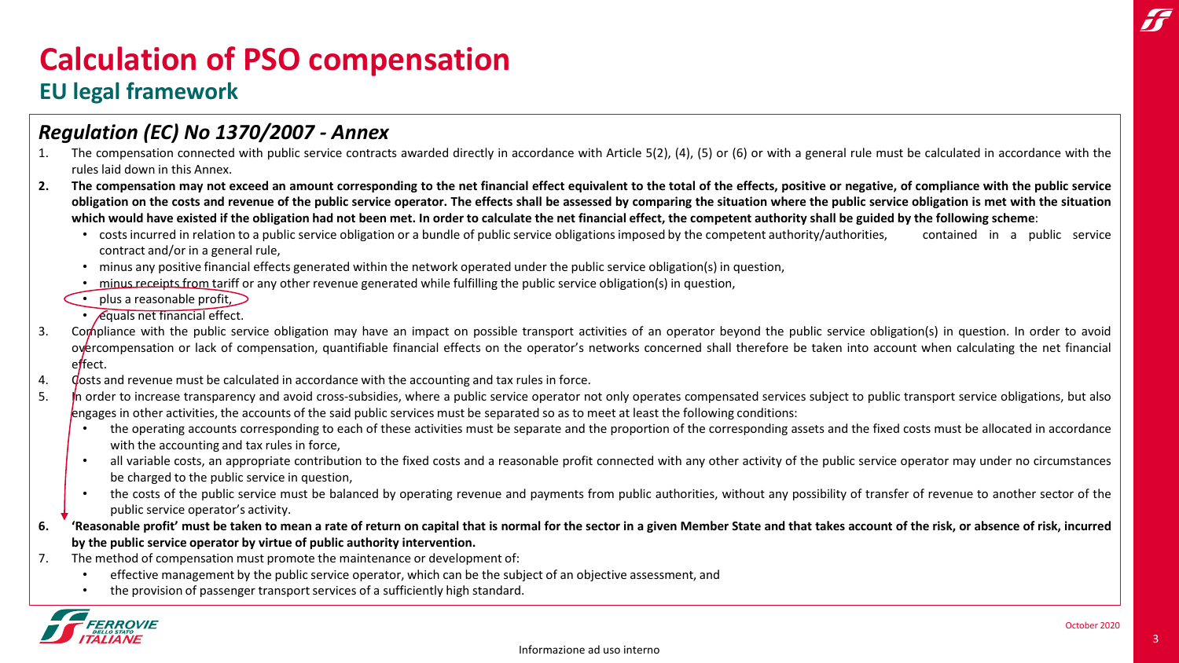# Calculation of PSO compensation

## EU legal framework

### *Regulation (EC) No 1370/2007 - Annex*

1. The compensation connected with public service contracts awarded directly in accordance with Article 5(2), (4), (5) or (6) or with a general rule must be calculated in accordance with the rules laid down in this Annex.
2. **The compensation may not exceed an amount corresponding to the net financial effect equivalent to the total of the effects, positive or negative, of compliance with the public service obligation on the costs and revenue of the public service operator. The effects shall be assessed by comparing the situation where the public service obligation is met with the situation which would have existed if the obligation had not been met. In order to calculate the net financial effect, the competent authority shall be guided by the following scheme**:
   - costs incurred in relation to a public service obligation or a bundle of public service obligations imposed by the competent authority/authorities, contained in a public service contract and/or in a general rule,
   - minus any positive financial effects generated within the network operated under the public service obligation(s) in question,
   - minus receipts from tariff or any other revenue generated while fulfilling the public service obligation(s) in question,
   - plus a reasonable profit,
   - equals net financial effect.
3. Compliance with the public service obligation may have an impact on possible transport activities of an operator beyond the public service obligation(s) in question. In order to avoid overcompensation or lack of compensation, quantifiable financial effects on the operator's networks concerned shall therefore be taken into account when calculating the net financial effect.
4. Costs and revenue must be calculated in accordance with the accounting and tax rules in force.
5. In order to increase transparency and avoid cross-subsidies, where a public service operator not only operates compensated services subject to public transport service obligations, but also engages in other activities, the accounts of the said public services must be separated so as to meet at least the following conditions:
   - the operating accounts corresponding to each of these activities must be separate and the proportion of the corresponding assets and the fixed costs must be allocated in accordance with the accounting and tax rules in force,
   - all variable costs, an appropriate contribution to the fixed costs and a reasonable profit connected with any other activity of the public service operator may under no circumstances be charged to the public service in question,
   - the costs of the public service must be balanced by operating revenue and payments from public authorities, without any possibility of transfer of revenue to another sector of the public service operator's activity.
6. **'Reasonable profit' must be taken to mean a rate of return on capital that is normal for the sector in a given Member State and that takes account of the risk, or absence of risk, incurred by the public service operator by virtue of public authority intervention.**
7. The method of compensation must promote the maintenance or development of:
   - effective management by the public service operator, which can be the subject of an objective assessment, and
   - the provision of passenger transport services of a sufficiently high standard.

October 2020

Informazione ad uso interno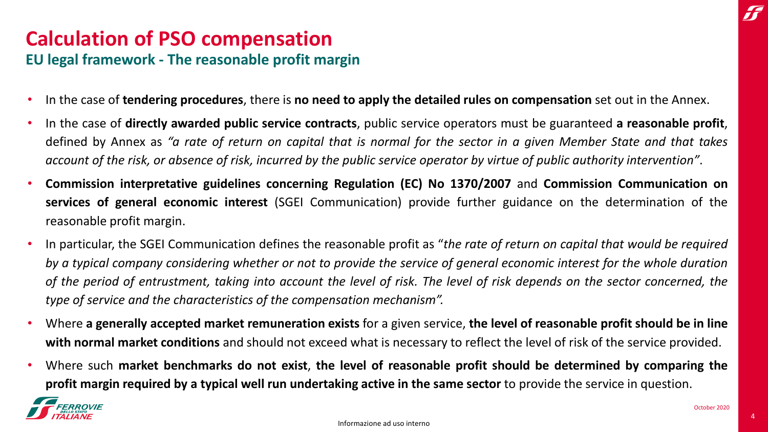# Calculation of PSO compensation

## EU legal framework - The reasonable profit margin

- In the case of **tendering procedures**, there is **no need to apply the detailed rules on compensation** set out in the Annex.
- In the case of **directly awarded public service contracts**, public service operators must be guaranteed **a reasonable profit**, defined by Annex as *"a rate of return on capital that is normal for the sector in a given Member State and that takes account of the risk, or absence of risk, incurred by the public service operator by virtue of public authority intervention"*.
- **Commission interpretative guidelines concerning Regulation (EC) No 1370/2007** and **Commission Communication on services of general economic interest** (SGEI Communication) provide further guidance on the determination of the reasonable profit margin.
- In particular, the SGEI Communication defines the reasonable profit as "*the rate of return on capital that would be required by a typical company considering whether or not to provide the service of general economic interest for the whole duration of the period of entrustment, taking into account the level of risk. The level of risk depends on the sector concerned, the type of service and the characteristics of the compensation mechanism".*
- Where **a generally accepted market remuneration exists** for a given service, **the level of reasonable profit should be in line with normal market conditions** and should not exceed what is necessary to reflect the level of risk of the service provided.
- Where such **market benchmarks do not exist**, **the level of reasonable profit should be determined by comparing the profit margin required by a typical well run undertaking active in the same sector** to provide the service in question.

October 2020

Informazione ad uso interno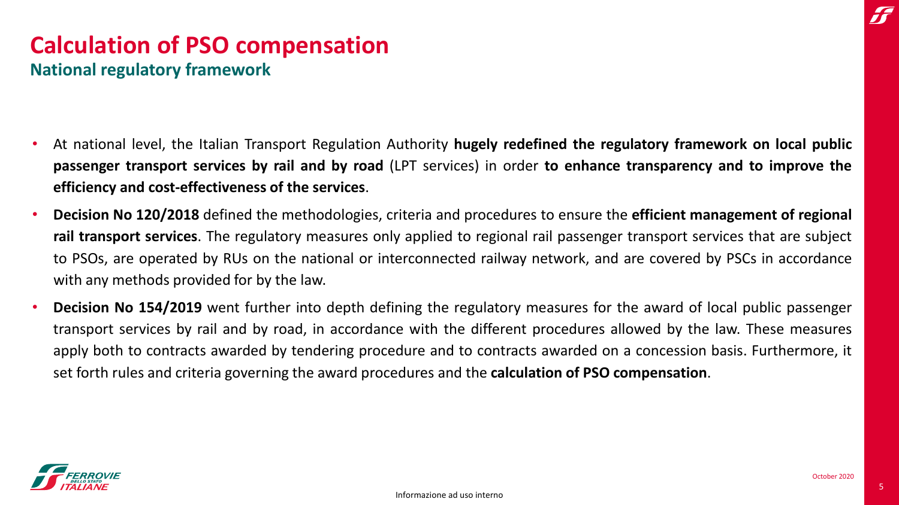# Calculation of PSO compensation

## National regulatory framework

- At national level, the Italian Transport Regulation Authority **hugely redefined the regulatory framework on local public passenger transport services by rail and by road** (LPT services) in order **to enhance transparency and to improve the efficiency and cost-effectiveness of the services**.
- **Decision No 120/2018** defined the methodologies, criteria and procedures to ensure the **efficient management of regional rail transport services**. The regulatory measures only applied to regional rail passenger transport services that are subject to PSOs, are operated by RUs on the national or interconnected railway network, and are covered by PSCs in accordance with any methods provided for by the law.
- **Decision No 154/2019** went further into depth defining the regulatory measures for the award of local public passenger transport services by rail and by road, in accordance with the different procedures allowed by the law. These measures apply both to contracts awarded by tendering procedure and to contracts awarded on a concession basis. Furthermore, it set forth rules and criteria governing the award procedures and the **calculation of PSO compensation**.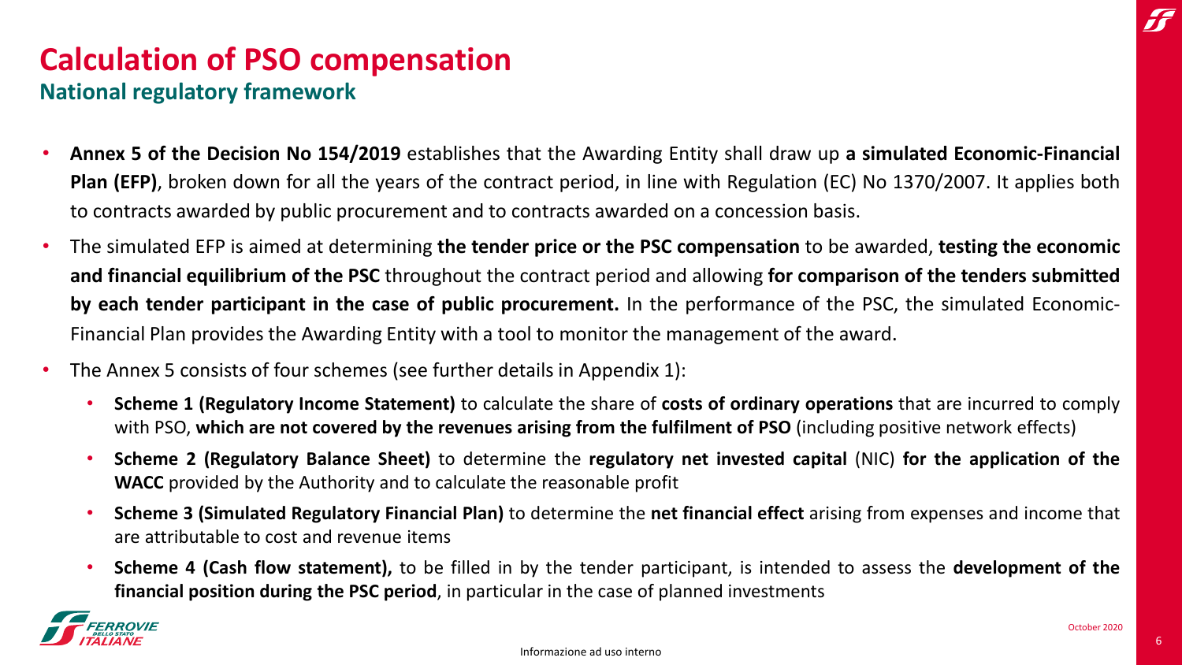# Calculation of PSO compensation

## National regulatory framework

- **Annex 5 of the Decision No 154/2019** establishes that the Awarding Entity shall draw up **a simulated Economic-Financial Plan (EFP)**, broken down for all the years of the contract period, in line with Regulation (EC) No 1370/2007. It applies both to contracts awarded by public procurement and to contracts awarded on a concession basis.
- The simulated EFP is aimed at determining **the tender price or the PSC compensation** to be awarded, **testing the economic and financial equilibrium of the PSC** throughout the contract period and allowing **for comparison of the tenders submitted by each tender participant in the case of public procurement.** In the performance of the PSC, the simulated Economic-Financial Plan provides the Awarding Entity with a tool to monitor the management of the award.
- The Annex 5 consists of four schemes (see further details in Appendix 1):
  - **Scheme 1 (Regulatory Income Statement)** to calculate the share of **costs of ordinary operations** that are incurred to comply with PSO, **which are not covered by the revenues arising from the fulfilment of PSO** (including positive network effects)
  - **Scheme 2 (Regulatory Balance Sheet)** to determine the **regulatory net invested capital** (NIC) **for the application of the WACC** provided by the Authority and to calculate the reasonable profit
  - **Scheme 3 (Simulated Regulatory Financial Plan)** to determine the **net financial effect** arising from expenses and income that are attributable to cost and revenue items
  - **Scheme 4 (Cash flow statement),** to be filled in by the tender participant, is intended to assess the **development of the financial position during the PSC period**, in particular in the case of planned investments

October 2020

Informazione ad uso interno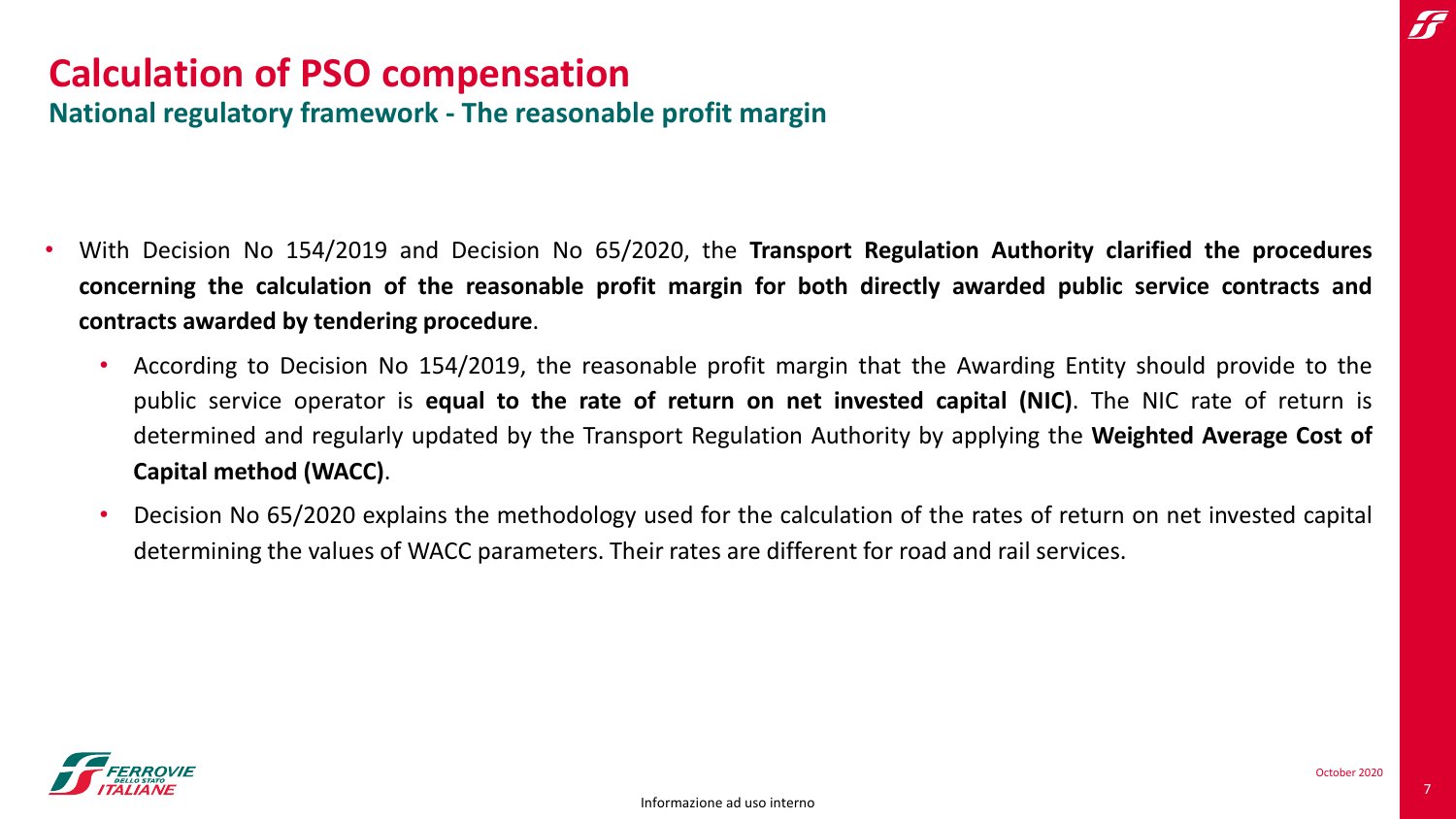# Calculation of PSO compensation

## National regulatory framework - The reasonable profit margin

- With Decision No 154/2019 and Decision No 65/2020, the **Transport Regulation Authority clarified the procedures concerning the calculation of the reasonable profit margin for both directly awarded public service contracts and contracts awarded by tendering procedure**.
  - According to Decision No 154/2019, the reasonable profit margin that the Awarding Entity should provide to the public service operator is **equal to the rate of return on net invested capital (NIC)**. The NIC rate of return is determined and regularly updated by the Transport Regulation Authority by applying the **Weighted Average Cost of Capital method (WACC)**.
  - Decision No 65/2020 explains the methodology used for the calculation of the rates of return on net invested capital determining the values of WACC parameters. Their rates are different for road and rail services.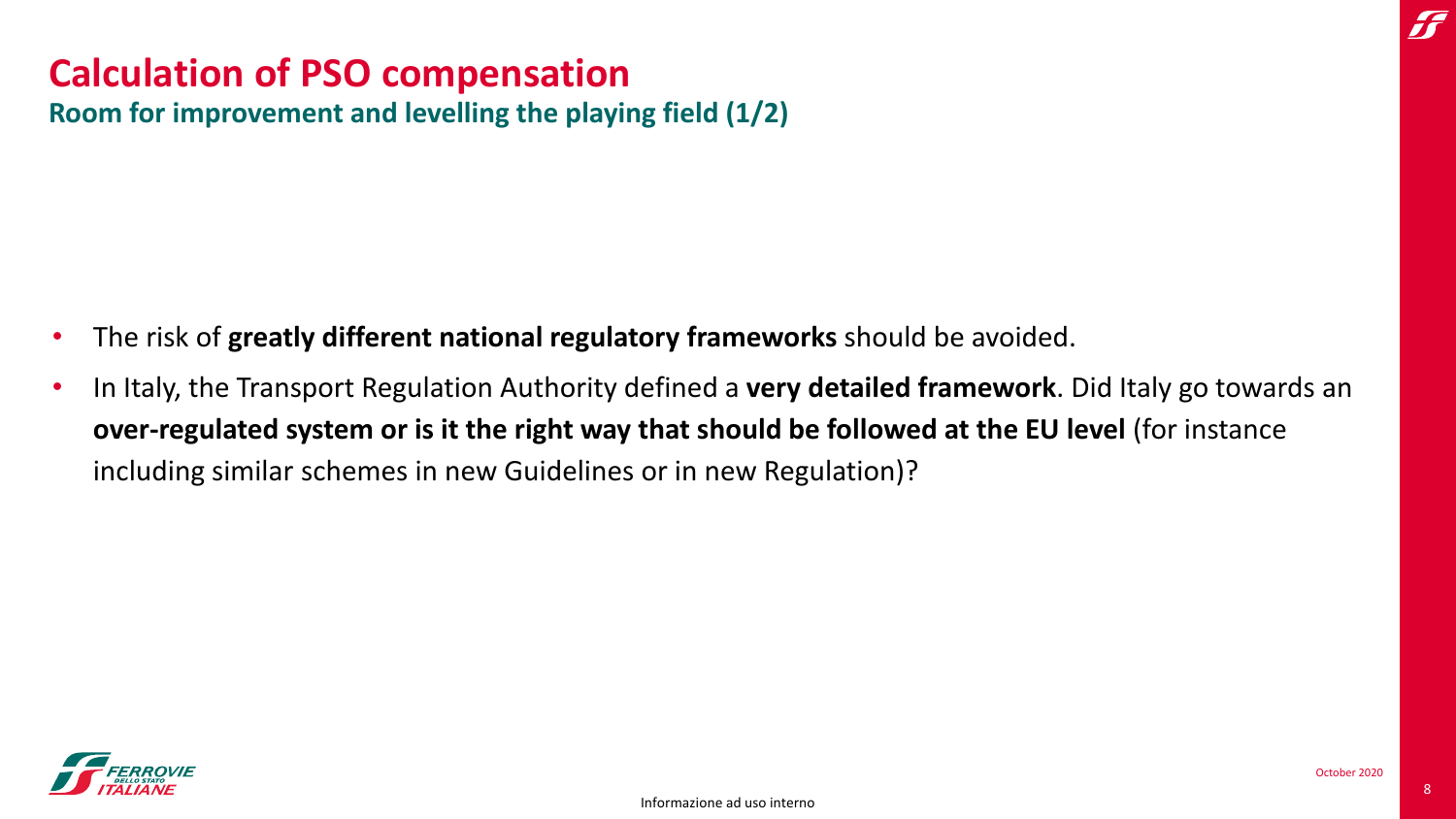# Calculation of PSO compensation

## Room for improvement and levelling the playing field (1/2)

- The risk of **greatly different national regulatory frameworks** should be avoided.
- In Italy, the Transport Regulation Authority defined a **very detailed framework**. Did Italy go towards an **over-regulated system or is it the right way that should be followed at the EU level** (for instance including similar schemes in new Guidelines or in new Regulation)?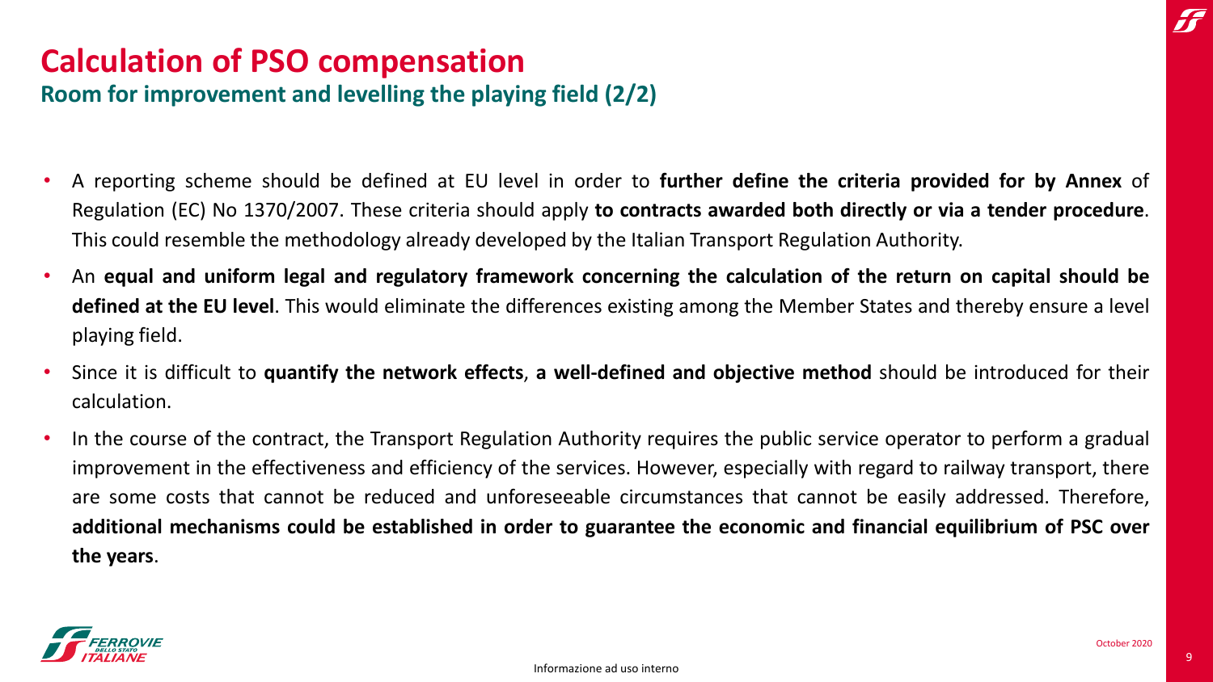# Calculation of PSO compensation

## Room for improvement and levelling the playing field (2/2)

- A reporting scheme should be defined at EU level in order to **further define the criteria provided for by Annex** of Regulation (EC) No 1370/2007. These criteria should apply **to contracts awarded both directly or via a tender procedure**. This could resemble the methodology already developed by the Italian Transport Regulation Authority.
- An **equal and uniform legal and regulatory framework concerning the calculation of the return on capital should be defined at the EU level**. This would eliminate the differences existing among the Member States and thereby ensure a level playing field.
- Since it is difficult to **quantify the network effects**, **a well-defined and objective method** should be introduced for their calculation.
- In the course of the contract, the Transport Regulation Authority requires the public service operator to perform a gradual improvement in the effectiveness and efficiency of the services. However, especially with regard to railway transport, there are some costs that cannot be reduced and unforeseeable circumstances that cannot be easily addressed. Therefore, **additional mechanisms could be established in order to guarantee the economic and financial equilibrium of PSC over the years**.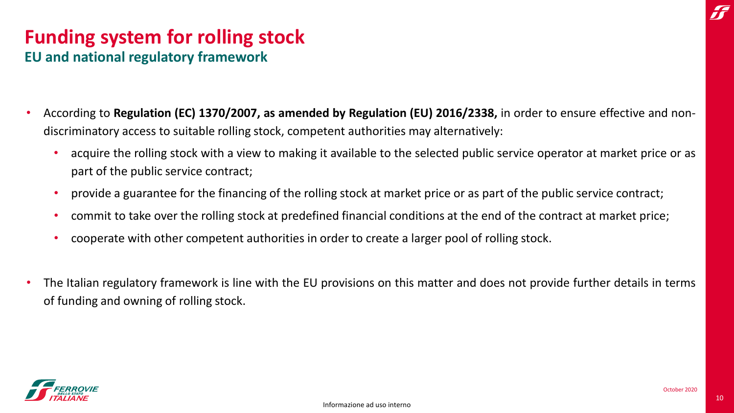# Funding system for rolling stock

## EU and national regulatory framework

- According to **Regulation (EC) 1370/2007, as amended by Regulation (EU) 2016/2338,** in order to ensure effective and non-discriminatory access to suitable rolling stock, competent authorities may alternatively:
  - acquire the rolling stock with a view to making it available to the selected public service operator at market price or as part of the public service contract;
  - provide a guarantee for the financing of the rolling stock at market price or as part of the public service contract;
  - commit to take over the rolling stock at predefined financial conditions at the end of the contract at market price;
  - cooperate with other competent authorities in order to create a larger pool of rolling stock.
- The Italian regulatory framework is line with the EU provisions on this matter and does not provide further details in terms of funding and owning of rolling stock.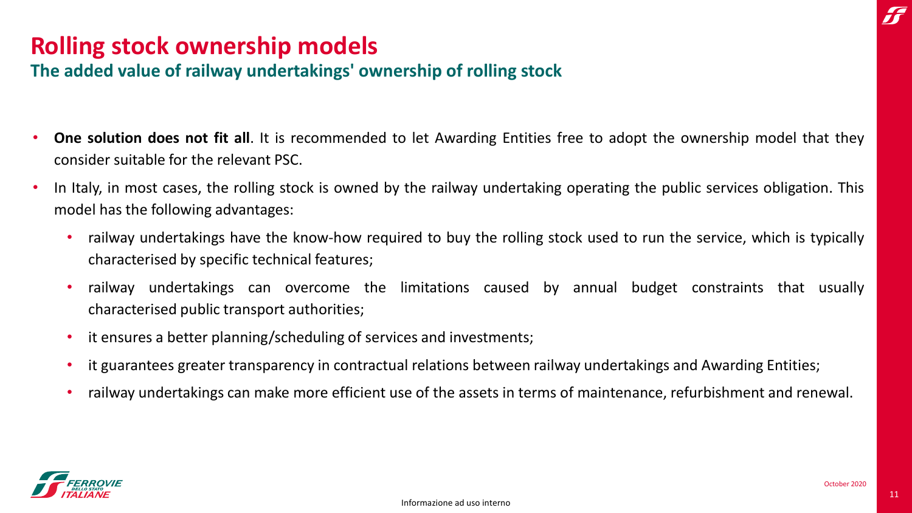# Rolling stock ownership models

## The added value of railway undertakings' ownership of rolling stock

- **One solution does not fit all**. It is recommended to let Awarding Entities free to adopt the ownership model that they consider suitable for the relevant PSC.
- In Italy, in most cases, the rolling stock is owned by the railway undertaking operating the public services obligation. This model has the following advantages:
  - railway undertakings have the know-how required to buy the rolling stock used to run the service, which is typically characterised by specific technical features;
  - railway undertakings can overcome the limitations caused by annual budget constraints that usually characterised public transport authorities;
  - it ensures a better planning/scheduling of services and investments;
  - it guarantees greater transparency in contractual relations between railway undertakings and Awarding Entities;
  - railway undertakings can make more efficient use of the assets in terms of maintenance, refurbishment and renewal.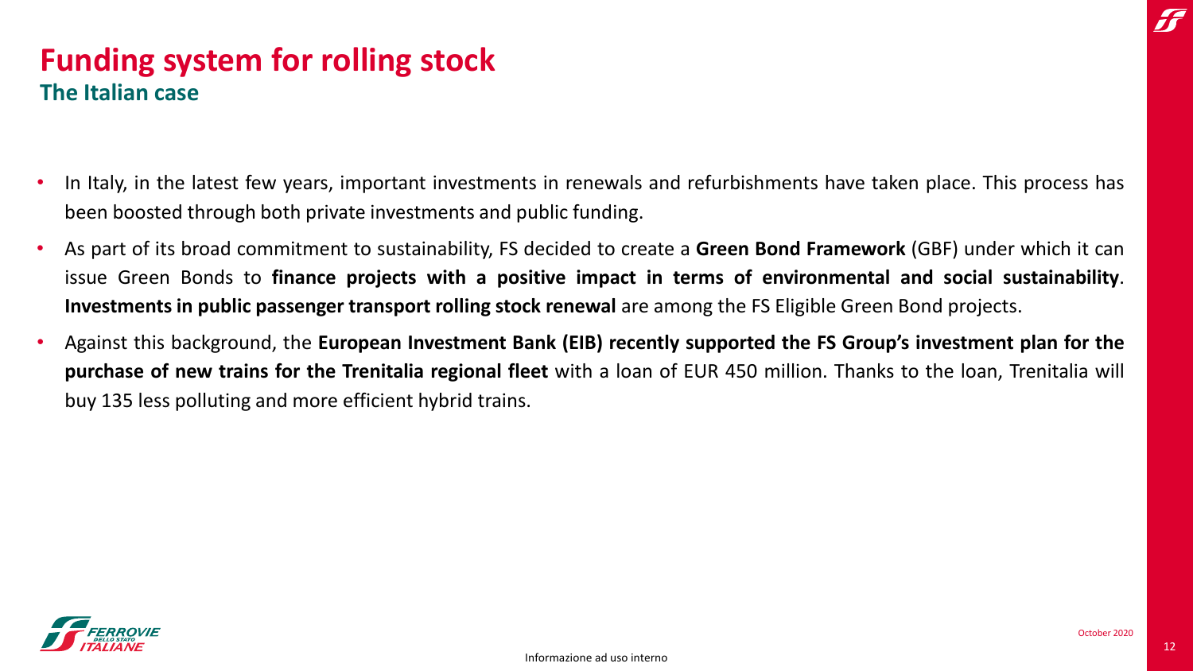# Funding system for rolling stock

## The Italian case

- In Italy, in the latest few years, important investments in renewals and refurbishments have taken place. This process has been boosted through both private investments and public funding.
- As part of its broad commitment to sustainability, FS decided to create a **Green Bond Framework** (GBF) under which it can issue Green Bonds to **finance projects with a positive impact in terms of environmental and social sustainability**. **Investments in public passenger transport rolling stock renewal** are among the FS Eligible Green Bond projects.
- Against this background, the **European Investment Bank (EIB) recently supported the FS Group's investment plan for the purchase of new trains for the Trenitalia regional fleet** with a loan of EUR 450 million. Thanks to the loan, Trenitalia will buy 135 less polluting and more efficient hybrid trains.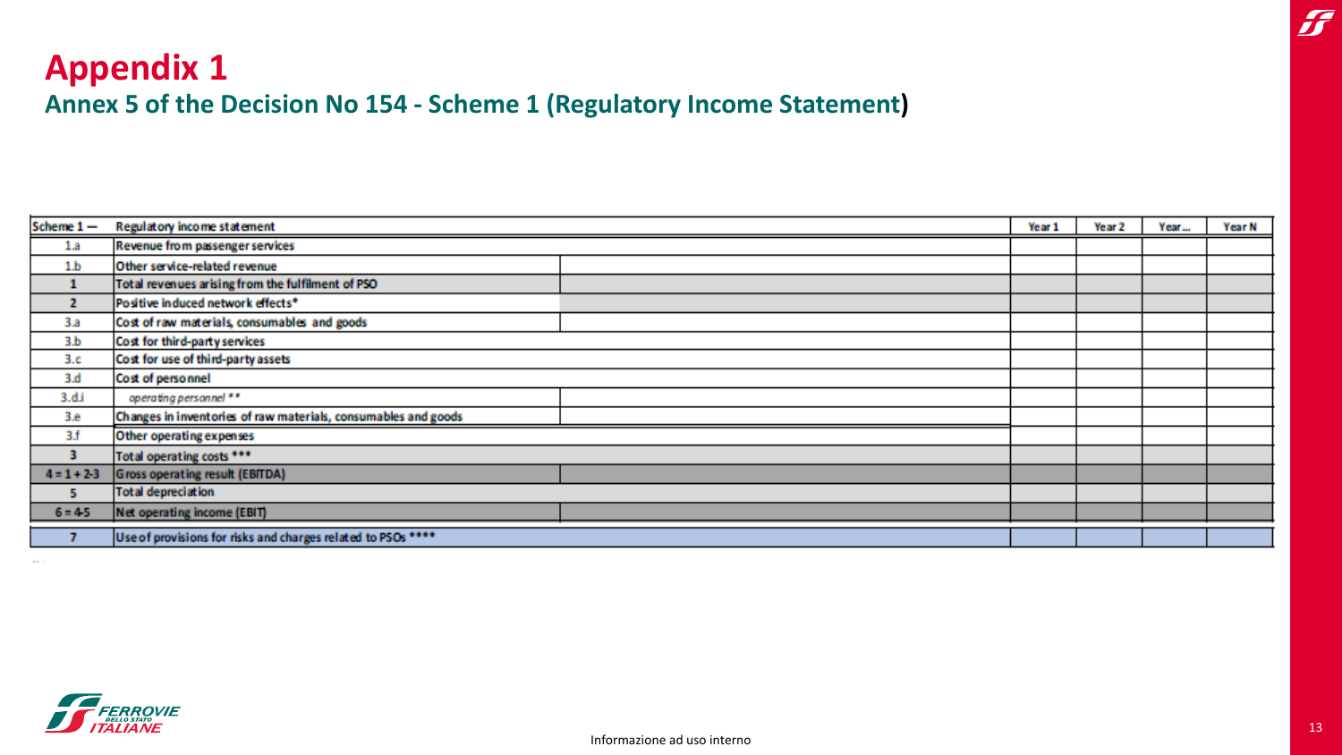# Appendix 1

## Annex 5 of the Decision No 154 - Scheme 1 (Regulatory Income Statement)

| Scheme 1 — | Regulatory income statement | Year 1 | Year 2 | Year... | Year N |
|---|---|---|---|---|---|
| 1.a | Revenue from passenger services | | | | |
| 1.b | Other service-related revenue | | | | |
| 1 | Total revenues arising from the fulfilment of PSO | | | | |
| 2 | Positive induced network effects* | | | | |
| 3.a | Cost of raw materials, consumables and goods | | | | |
| 3.b | Cost for third-party services | | | | |
| 3.c | Cost for use of third-party assets | | | | |
| 3.d | Cost of personnel | | | | |
| 3.d.i | *operating personnel \*\** | | | | |
| 3.e | Changes in inventories of raw materials, consumables and goods | | | | |
| 3.f | Other operating expenses | | | | |
| 3 | Total operating costs *** | | | | |
| 4 = 1 + 2-3 | Gross operating result (EBITDA) | | | | |
| 5 | Total depreciation | | | | |
| 6 = 4-5 | Net operating income (EBIT) | | | | |
| 7 | Use of provisions for risks and charges related to PSOs **** | | | | |

Informazione ad uso interno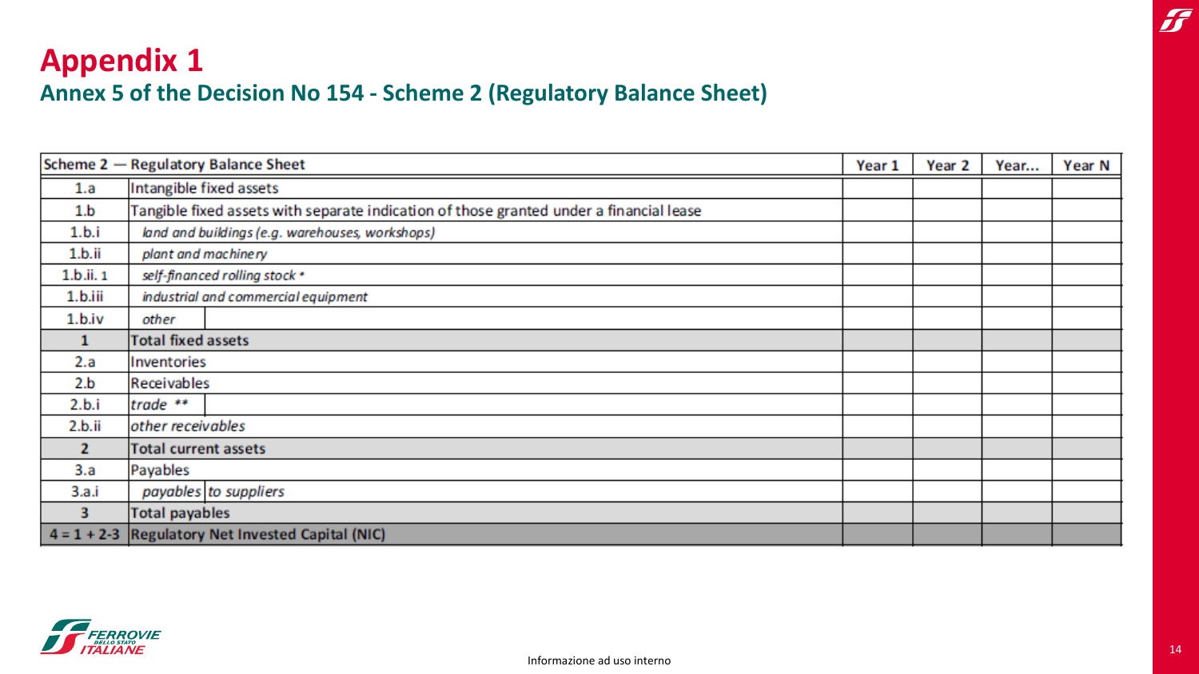# Appendix 1

## Annex 5 of the Decision No 154 - Scheme 2 (Regulatory Balance Sheet)

| Scheme 2 — Regulatory Balance Sheet | | Year 1 | Year 2 | Year... | Year N |
|---|---|---|---|---|---|
| 1.a | Intangible fixed assets | | | | |
| 1.b | Tangible fixed assets with separate indication of those granted under a financial lease | | | | |
| 1.b.i | *land and buildings (e.g. warehouses, workshops)* | | | | |
| 1.b.ii | *plant and machinery* | | | | |
| 1.b.ii. 1 | *self-financed rolling stock \** | | | | |
| 1.b.iii | *industrial and commercial equipment* | | | | |
| 1.b.iv | *other* | | | | |
| **1** | **Total fixed assets** | | | | |
| 2.a | Inventories | | | | |
| 2.b | Receivables | | | | |
| 2.b.i | *trade \*\** | | | | |
| 2.b.ii | *other receivables* | | | | |
| **2** | **Total current assets** | | | | |
| 3.a | Payables | | | | |
| 3.a.i | *payables to suppliers* | | | | |
| **3** | **Total payables** | | | | |
| **4 = 1 + 2-3** | **Regulatory Net Invested Capital (NIC)** | | | | |

Informazione ad uso interno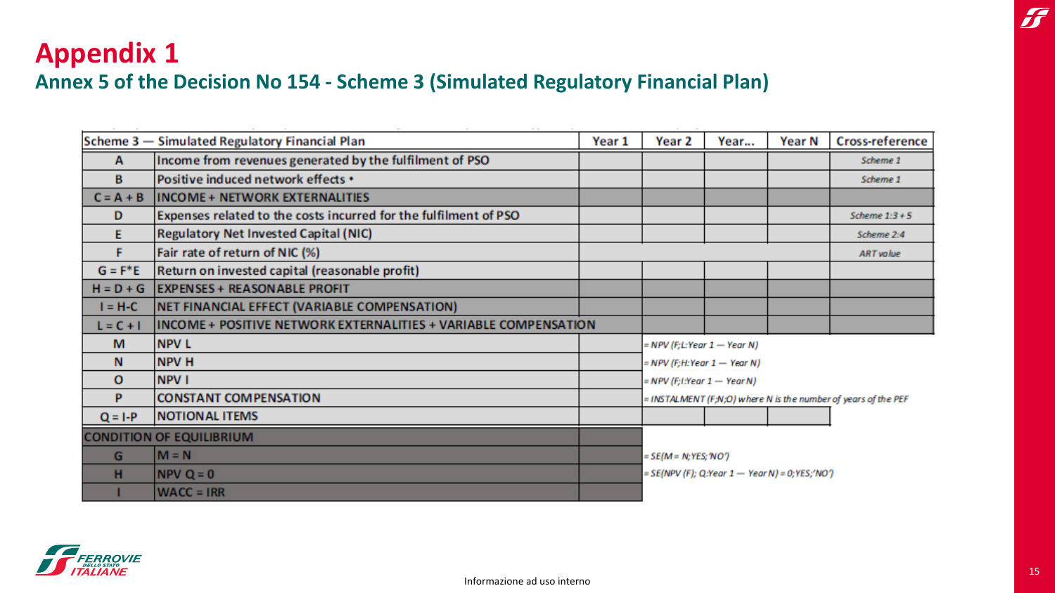# Appendix 1

## Annex 5 of the Decision No 154 - Scheme 3 (Simulated Regulatory Financial Plan)

| Scheme 3 — Simulated Regulatory Financial Plan | | Year 1 | Year 2 | Year… | Year N | Cross-reference |
|---|---|---|---|---|---|---|
| A | Income from revenues generated by the fulfilment of PSO | | | | | Scheme 1 |
| B | Positive induced network effects * | | | | | Scheme 1 |
| C = A + B | INCOME + NETWORK EXTERNALITIES | | | | | |
| D | Expenses related to the costs incurred for the fulfilment of PSO | | | | | Scheme 1:3 + 5 |
| E | Regulatory Net Invested Capital (NIC) | | | | | Scheme 2:4 |
| F | Fair rate of return of NIC (%) | | | | | ART value |
| G = F*E | Return on invested capital (reasonable profit) | | | | | |
| H = D + G | EXPENSES + REASONABLE PROFIT | | | | | |
| I = H-C | NET FINANCIAL EFFECT (VARIABLE COMPENSATION) | | | | | |
| L = C + I | INCOME + POSITIVE NETWORK EXTERNALITIES + VARIABLE COMPENSATION | | | | | |
| M | NPV L | | = NPV (F;L:Year 1 — Year N) | | | |
| N | NPV H | | = NPV (F;H:Year 1 — Year N) | | | |
| O | NPV I | | = NPV (F;I:Year 1 — Year N) | | | |
| P | CONSTANT COMPENSATION | | = INSTALMENT (F;N;O) where N is the number of years of the PEF | | | |
| Q = I-P | NOTIONAL ITEMS | | | | | |
| CONDITION OF EQUILIBRIUM | | | | | | |
| G | M = N | | = SE(M = N;YES;'NO') | | | |
| H | NPV Q = 0 | | = SE(NPV (F); Q:Year 1 — Year N) = 0;YES;'NO') | | | |
| I | WACC = IRR | | | | | |

Informazione ad uso interno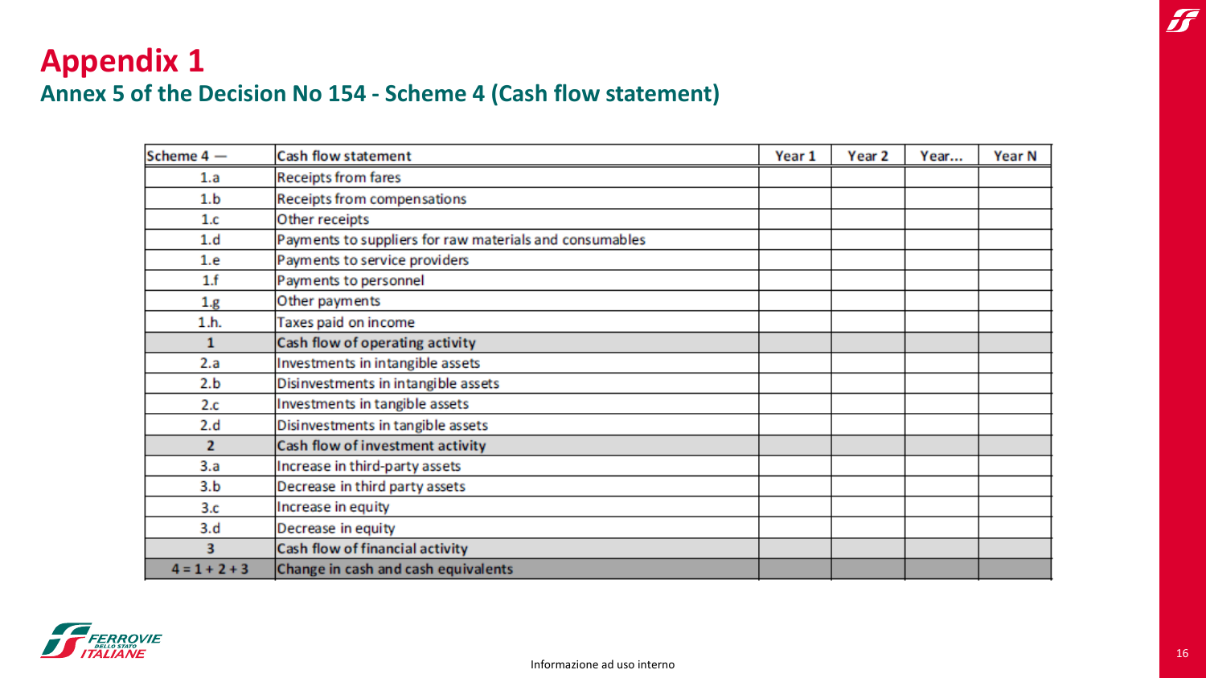# Appendix 1

## Annex 5 of the Decision No 154 - Scheme 4 (Cash flow statement)

| Scheme 4 — | Cash flow statement | Year 1 | Year 2 | Year… | Year N |
|---|---|---|---|---|---|
| 1.a | Receipts from fares | | | | |
| 1.b | Receipts from compensations | | | | |
| 1.c | Other receipts | | | | |
| 1.d | Payments to suppliers for raw materials and consumables | | | | |
| 1.e | Payments to service providers | | | | |
| 1.f | Payments to personnel | | | | |
| 1.g | Other payments | | | | |
| 1.h. | Taxes paid on income | | | | |
| **1** | **Cash flow of operating activity** | | | | |
| 2.a | Investments in intangible assets | | | | |
| 2.b | Disinvestments in intangible assets | | | | |
| 2.c | Investments in tangible assets | | | | |
| 2.d | Disinvestments in tangible assets | | | | |
| **2** | **Cash flow of investment activity** | | | | |
| 3.a | Increase in third-party assets | | | | |
| 3.b | Decrease in third party assets | | | | |
| 3.c | Increase in equity | | | | |
| 3.d | Decrease in equity | | | | |
| **3** | **Cash flow of financial activity** | | | | |
| **4 = 1 + 2 + 3** | **Change in cash and cash equivalents** | | | | |

Informazione ad uso interno